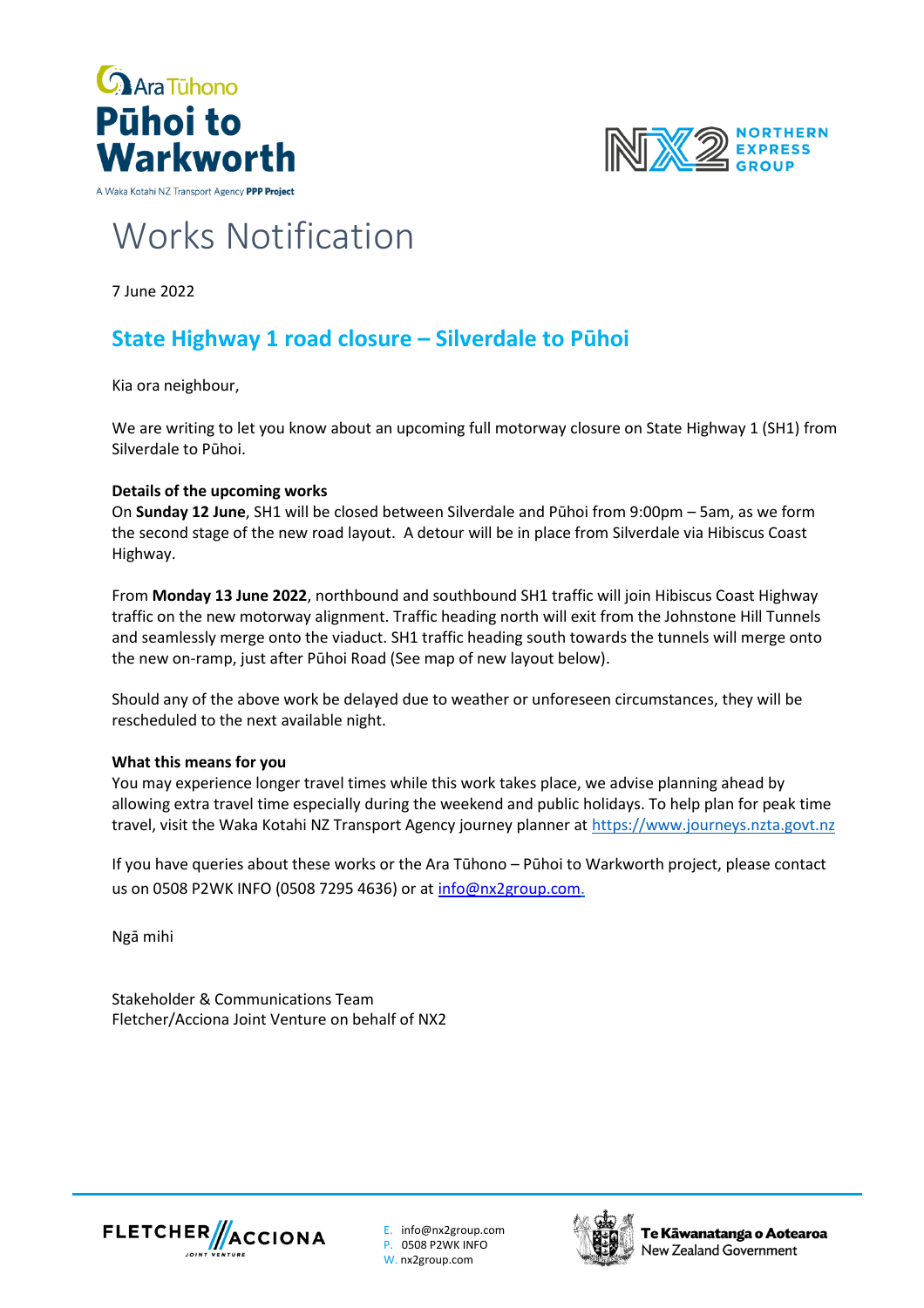Ara Tūhono

**Pūhoi to Warkworth**

A Waka Kotahi NZ Transport Agency **PPP Project**

NX2 NORTHERN EXPRESS GROUP

# Works Notification

7 June 2022

## State Highway 1 road closure – Silverdale to Pūhoi

Kia ora neighbour,

We are writing to let you know about an upcoming full motorway closure on State Highway 1 (SH1) from Silverdale to Pūhoi.

**Details of the upcoming works**

On **Sunday 12 June**, SH1 will be closed between Silverdale and Pūhoi from 9:00pm – 5am, as we form the second stage of the new road layout. A detour will be in place from Silverdale via Hibiscus Coast Highway.

From **Monday 13 June 2022**, northbound and southbound SH1 traffic will join Hibiscus Coast Highway traffic on the new motorway alignment. Traffic heading north will exit from the Johnstone Hill Tunnels and seamlessly merge onto the viaduct. SH1 traffic heading south towards the tunnels will merge onto the new on-ramp, just after Pūhoi Road (See map of new layout below).

Should any of the above work be delayed due to weather or unforeseen circumstances, they will be rescheduled to the next available night.

**What this means for you**

You may experience longer travel times while this work takes place, we advise planning ahead by allowing extra travel time especially during the weekend and public holidays. To help plan for peak time travel, visit the Waka Kotahi NZ Transport Agency journey planner at https://www.journeys.nzta.govt.nz

If you have queries about these works or the Ara Tūhono – Pūhoi to Warkworth project, please contact us on 0508 P2WK INFO (0508 7295 4636) or at info@nx2group.com.

Ngā mihi

Stakeholder & Communications Team
Fletcher/Acciona Joint Venture on behalf of NX2

FLETCHER//ACCIONA JOINT VENTURE

E. info@nx2group.com
P. 0508 P2WK INFO
W. nx2group.com

Te Kāwanatanga o Aotearoa
New Zealand Government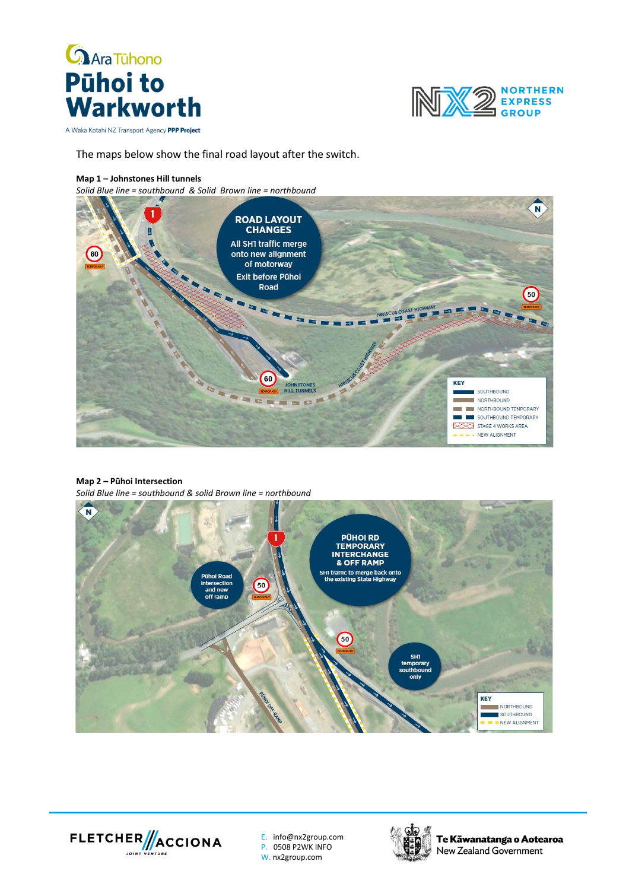The maps below show the final road layout after the switch.

**Map 1 – Johnstones Hill tunnels**

*Solid Blue line = southbound & Solid Brown line = northbound*

ROAD LAYOUT CHANGES

All SH1 traffic merge onto new alignment of motorway

Exit before Pūhoi Road

1

60

TEMPORARY

50

TEMPORARY

60

TEMPORARY

HIBISCUS COAST HIGHWAY

JOHNSTONES HILL TUNNELS

KEY

SOUTHBOUND

NORTHBOUND

NORTHBOUND TEMPORARY

SOUTHBOUND TEMPORARY

STAGE 4 WORKS AREA

NEW ALIGNMENT

**Map 2 – Pūhoi Intersection**

*Solid Blue line = southbound & solid Brown line = northbound*

PŪHOI RD TEMPORARY INTERCHANGE & OFF RAMP

SH1 traffic to merge back onto the existing State Highway

Pūhoi Road intersection and new off ramp

1

50

TEMPORARY

50

TEMPORARY

SH1 temporary southbound only

PŪHOI OFF-RAMP

KEY

NORTHBOUND

SOUTHBOUND

NEW ALIGNMENT

E. info@nx2group.com
P. 0508 P2WK INFO
W. nx2group.com